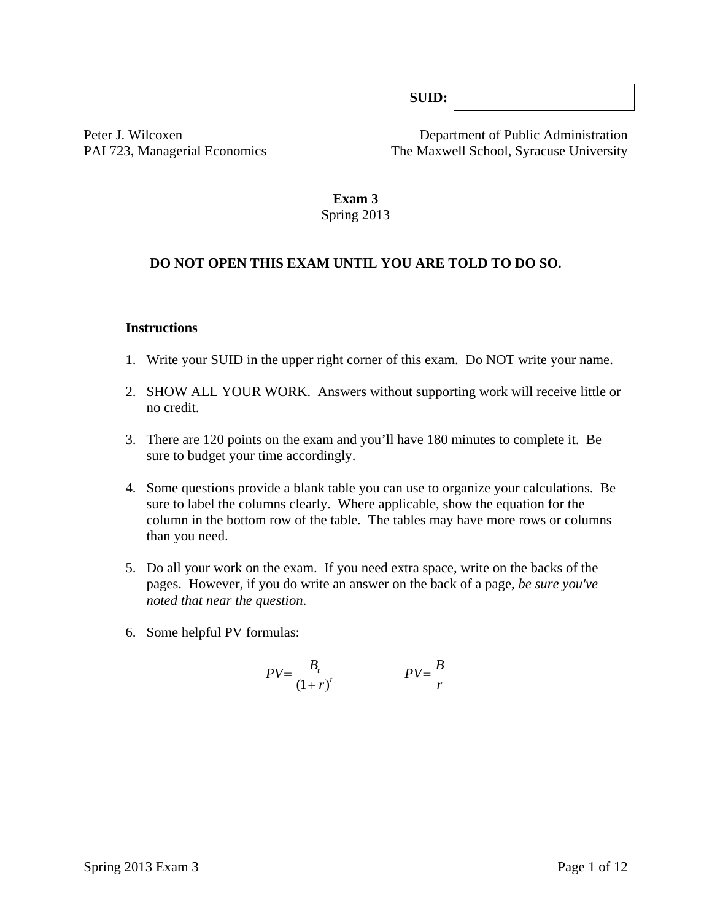**SUID:** 

Peter J. Wilcoxen
PAI 723, Managerial Economics

Department of Public Administration
The Maxwell School, Syracuse University

**Exam 3**
Spring 2013

**DO NOT OPEN THIS EXAM UNTIL YOU ARE TOLD TO DO SO.**

**Instructions**

1. Write your SUID in the upper right corner of this exam. Do NOT write your name.

2. SHOW ALL YOUR WORK. Answers without supporting work will receive little or no credit.

3. There are 120 points on the exam and you'll have 180 minutes to complete it. Be sure to budget your time accordingly.

4. Some questions provide a blank table you can use to organize your calculations. Be sure to label the columns clearly. Where applicable, show the equation for the column in the bottom row of the table. The tables may have more rows or columns than you need.

5. Do all your work on the exam. If you need extra space, write on the backs of the pages. However, if you do write an answer on the back of a page, *be sure you've noted that near the question*.

6. Some helpful PV formulas:

$$PV = \frac{B_t}{(1+r)^t} \qquad\qquad PV = \frac{B}{r}$$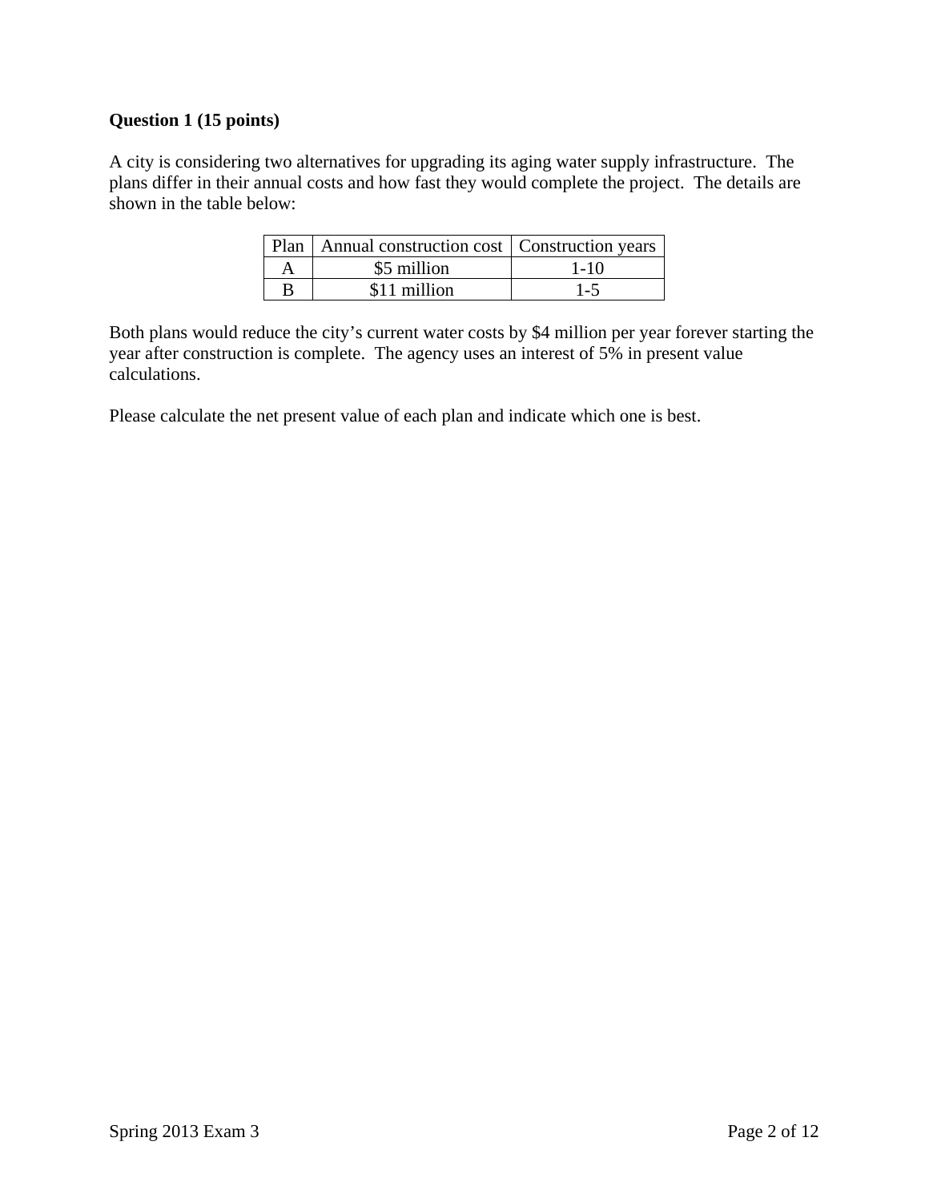**Question 1 (15 points)**

A city is considering two alternatives for upgrading its aging water supply infrastructure. The plans differ in their annual costs and how fast they would complete the project. The details are shown in the table below:

| Plan | Annual construction cost | Construction years |
|---|---|---|
| A | $5 million | 1-10 |
| B | $11 million | 1-5 |

Both plans would reduce the city's current water costs by $4 million per year forever starting the year after construction is complete. The agency uses an interest of 5% in present value calculations.

Please calculate the net present value of each plan and indicate which one is best.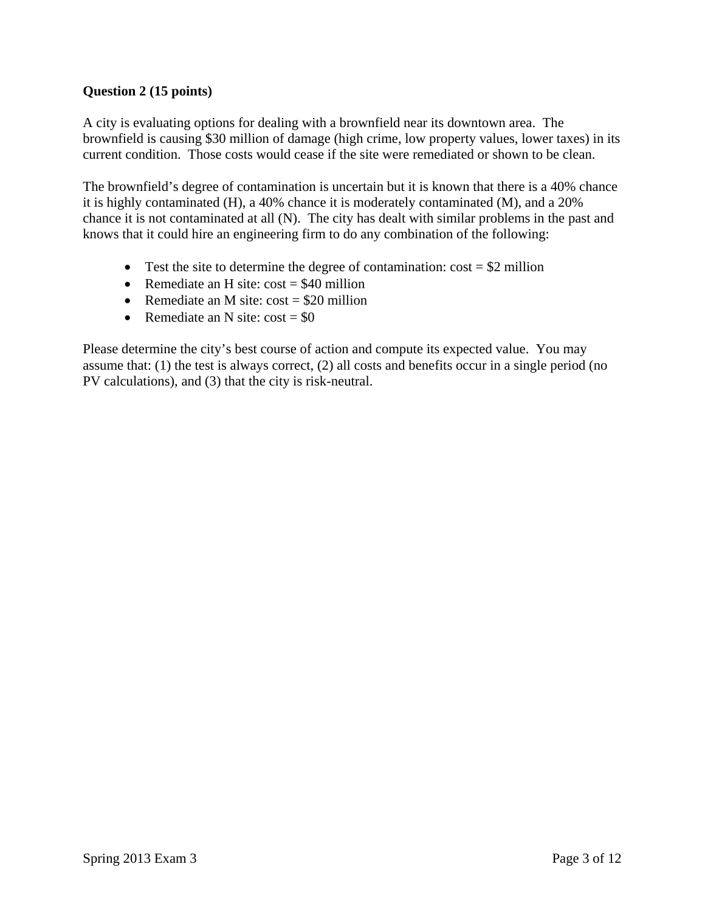**Question 2 (15 points)**

A city is evaluating options for dealing with a brownfield near its downtown area. The brownfield is causing $30 million of damage (high crime, low property values, lower taxes) in its current condition. Those costs would cease if the site were remediated or shown to be clean.

The brownfield's degree of contamination is uncertain but it is known that there is a 40% chance it is highly contaminated (H), a 40% chance it is moderately contaminated (M), and a 20% chance it is not contaminated at all (N). The city has dealt with similar problems in the past and knows that it could hire an engineering firm to do any combination of the following:

- Test the site to determine the degree of contamination: cost = $2 million
- Remediate an H site: cost = $40 million
- Remediate an M site: cost = $20 million
- Remediate an N site: cost = $0

Please determine the city's best course of action and compute its expected value. You may assume that: (1) the test is always correct, (2) all costs and benefits occur in a single period (no PV calculations), and (3) that the city is risk-neutral.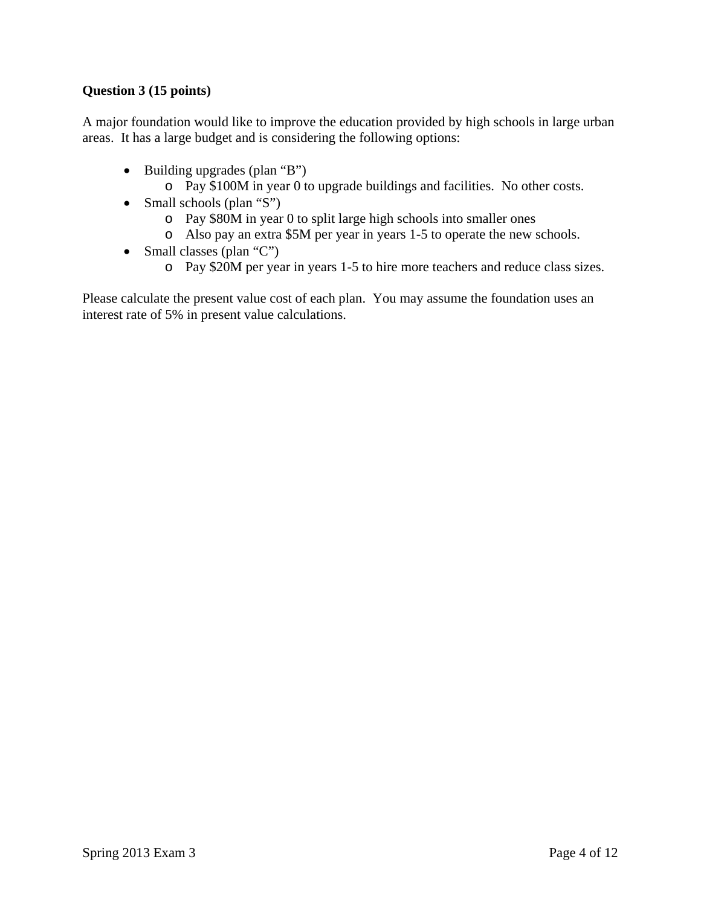**Question 3 (15 points)**

A major foundation would like to improve the education provided by high schools in large urban areas. It has a large budget and is considering the following options:

- Building upgrades (plan "B")
  - Pay $100M in year 0 to upgrade buildings and facilities. No other costs.
- Small schools (plan "S")
  - Pay $80M in year 0 to split large high schools into smaller ones
  - Also pay an extra $5M per year in years 1-5 to operate the new schools.
- Small classes (plan "C")
  - Pay $20M per year in years 1-5 to hire more teachers and reduce class sizes.

Please calculate the present value cost of each plan. You may assume the foundation uses an interest rate of 5% in present value calculations.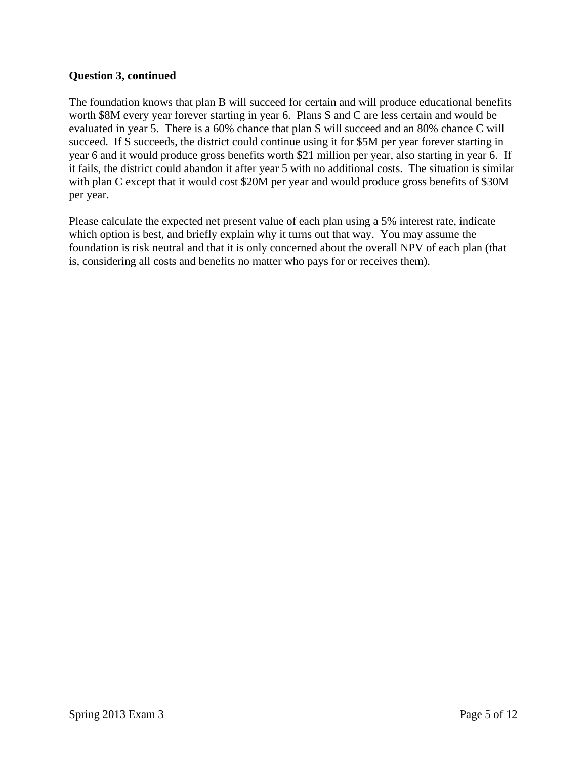**Question 3, continued**

The foundation knows that plan B will succeed for certain and will produce educational benefits worth $8M every year forever starting in year 6. Plans S and C are less certain and would be evaluated in year 5. There is a 60% chance that plan S will succeed and an 80% chance C will succeed. If S succeeds, the district could continue using it for $5M per year forever starting in year 6 and it would produce gross benefits worth $21 million per year, also starting in year 6. If it fails, the district could abandon it after year 5 with no additional costs. The situation is similar with plan C except that it would cost $20M per year and would produce gross benefits of $30M per year.

Please calculate the expected net present value of each plan using a 5% interest rate, indicate which option is best, and briefly explain why it turns out that way. You may assume the foundation is risk neutral and that it is only concerned about the overall NPV of each plan (that is, considering all costs and benefits no matter who pays for or receives them).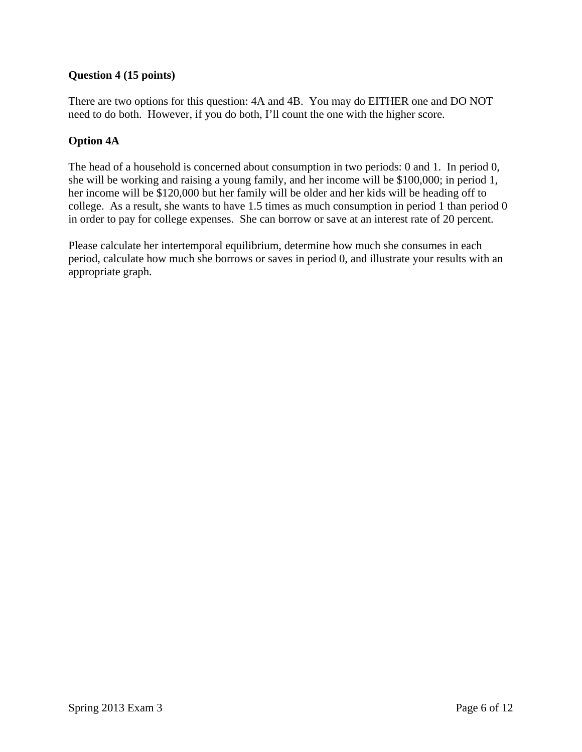**Question 4 (15 points)**

There are two options for this question: 4A and 4B. You may do EITHER one and DO NOT need to do both. However, if you do both, I'll count the one with the higher score.

**Option 4A**

The head of a household is concerned about consumption in two periods: 0 and 1. In period 0, she will be working and raising a young family, and her income will be $100,000; in period 1, her income will be $120,000 but her family will be older and her kids will be heading off to college. As a result, she wants to have 1.5 times as much consumption in period 1 than period 0 in order to pay for college expenses. She can borrow or save at an interest rate of 20 percent.

Please calculate her intertemporal equilibrium, determine how much she consumes in each period, calculate how much she borrows or saves in period 0, and illustrate your results with an appropriate graph.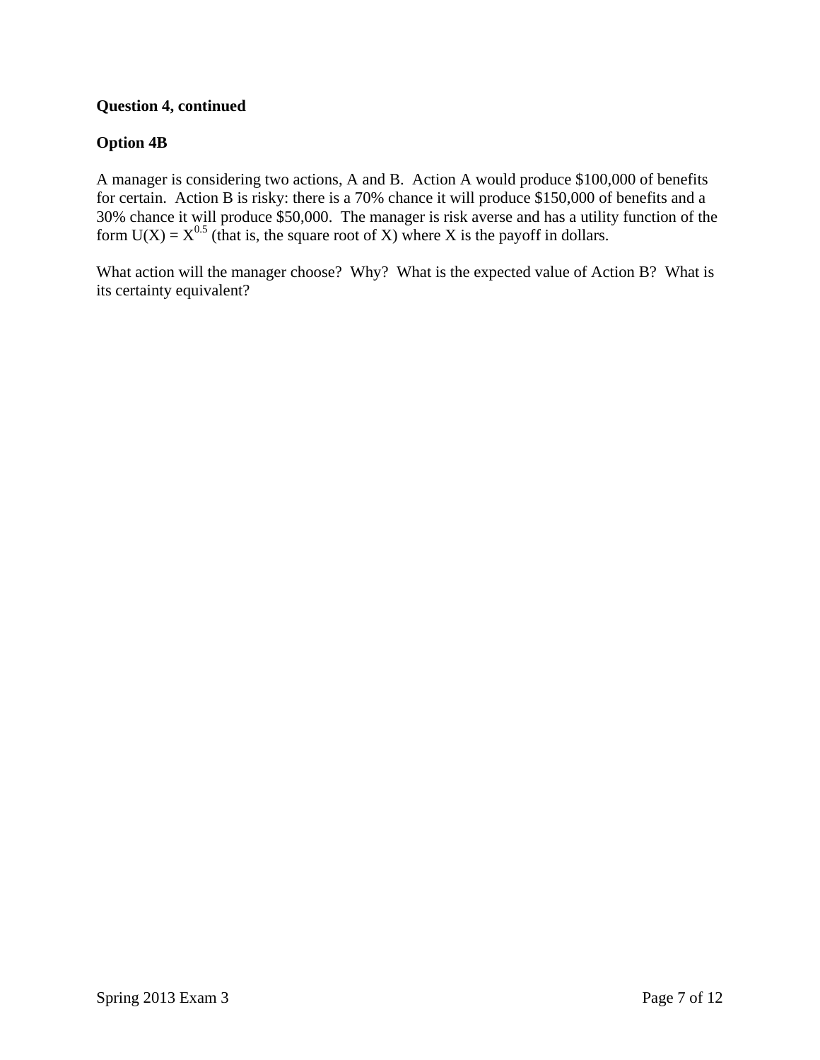**Question 4, continued**

**Option 4B**

A manager is considering two actions, A and B. Action A would produce \$100,000 of benefits for certain. Action B is risky: there is a 70% chance it will produce \$150,000 of benefits and a 30% chance it will produce \$50,000. The manager is risk averse and has a utility function of the form $U(X) = X^{0.5}$ (that is, the square root of X) where X is the payoff in dollars.

What action will the manager choose? Why? What is the expected value of Action B? What is its certainty equivalent?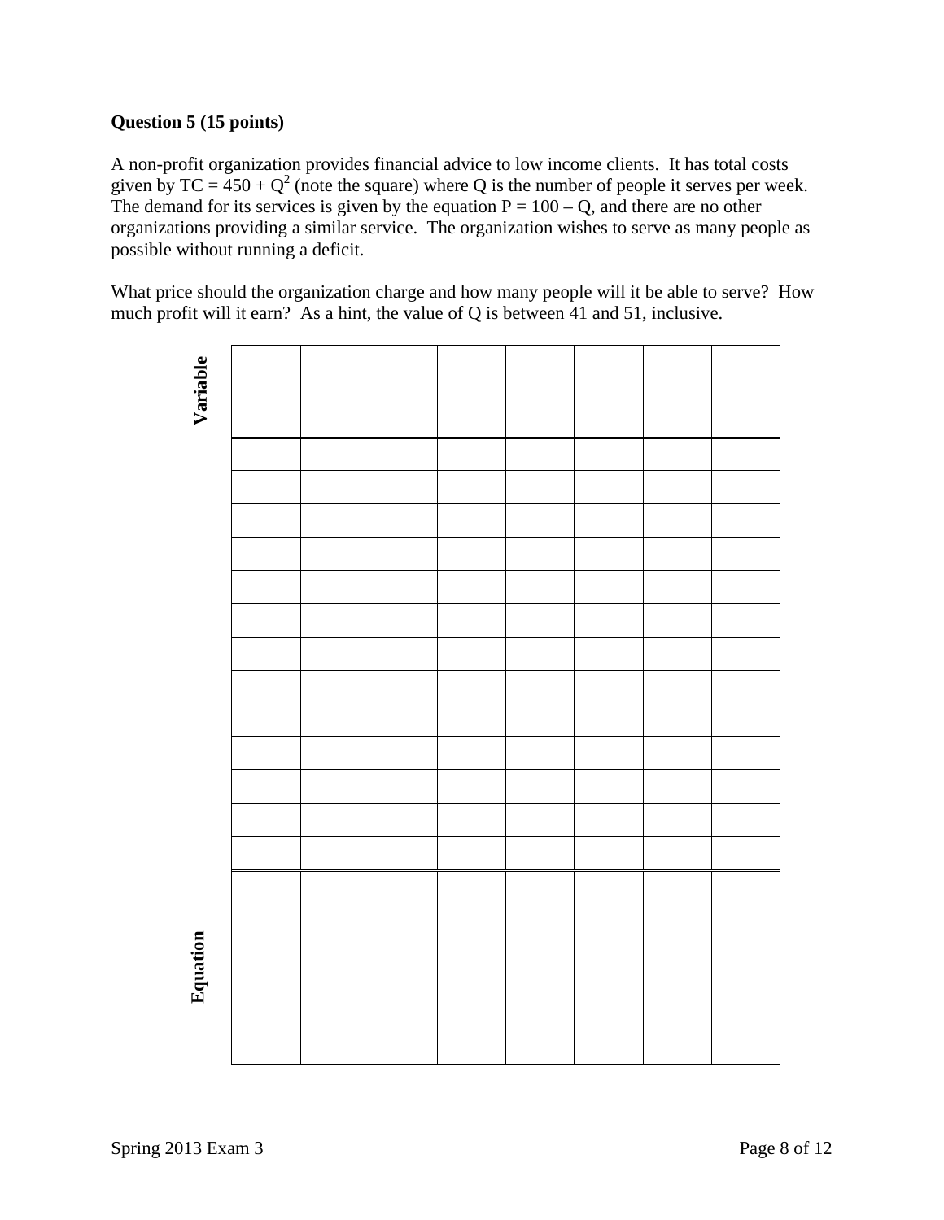**Question 5 (15 points)**

A non-profit organization provides financial advice to low income clients. It has total costs given by $TC = 450 + Q^2$ (note the square) where Q is the number of people it serves per week. The demand for its services is given by the equation $P = 100 - Q$, and there are no other organizations providing a similar service. The organization wishes to serve as many people as possible without running a deficit.

What price should the organization charge and how many people will it be able to serve? How much profit will it earn? As a hint, the value of Q is between 41 and 51, inclusive.

| **Variable** | | | | | | | | |
|---|---|---|---|---|---|---|---|---|
| | | | | | | | | |
| | | | | | | | | |
| | | | | | | | | |
| | | | | | | | | |
| | | | | | | | | |
| | | | | | | | | |
| | | | | | | | | |
| | | | | | | | | |
| | | | | | | | | |
| | | | | | | | | |
| | | | | | | | | |
| | | | | | | | | |
| | | | | | | | | |
| **Equation** | | | | | | | | |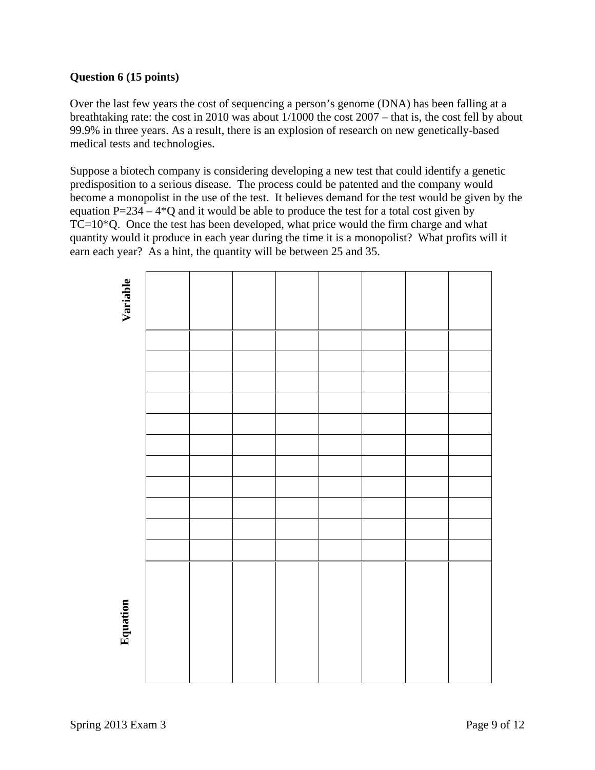**Question 6 (15 points)**

Over the last few years the cost of sequencing a person's genome (DNA) has been falling at a breathtaking rate: the cost in 2010 was about 1/1000 the cost 2007 – that is, the cost fell by about 99.9% in three years. As a result, there is an explosion of research on new genetically-based medical tests and technologies.

Suppose a biotech company is considering developing a new test that could identify a genetic predisposition to a serious disease. The process could be patented and the company would become a monopolist in the use of the test. It believes demand for the test would be given by the equation $P=234 - 4*Q$ and it would be able to produce the test for a total cost given by $TC=10*Q$. Once the test has been developed, what price would the firm charge and what quantity would it produce in each year during the time it is a monopolist? What profits will it earn each year? As a hint, the quantity will be between 25 and 35.

| Variable | | | | | | | | |
|---|---|---|---|---|---|---|---|---|
| | | | | | | | | |
| | | | | | | | | |
| | | | | | | | | |
| | | | | | | | | |
| | | | | | | | | |
| | | | | | | | | |
| | | | | | | | | |
| | | | | | | | | |
| | | | | | | | | |
| | | | | | | | | |
| | | | | | | | | |
| **Equation** | | | | | | | | |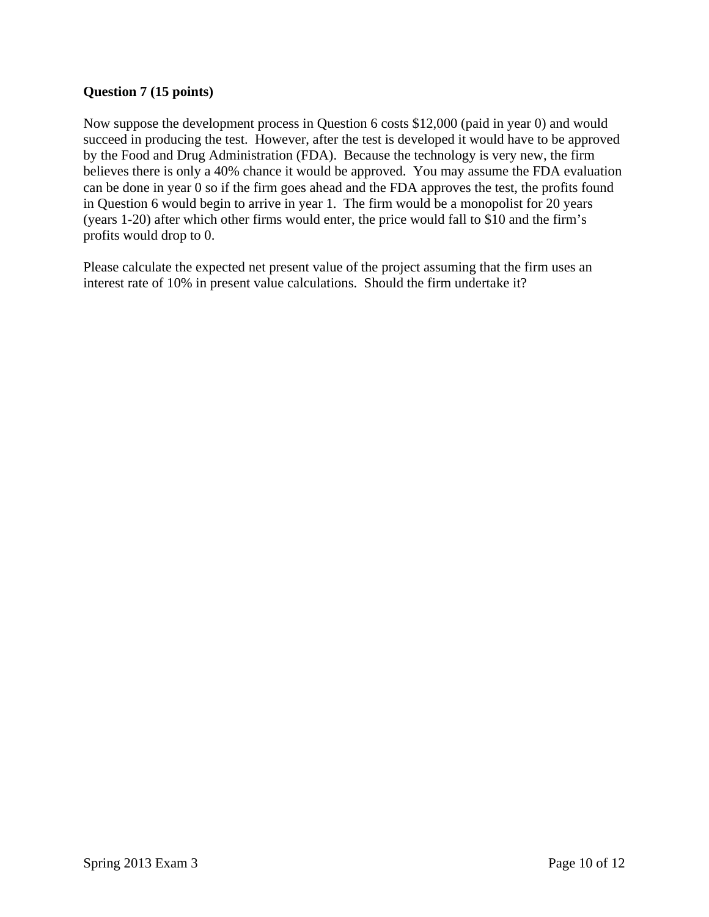**Question 7 (15 points)**

Now suppose the development process in Question 6 costs $12,000 (paid in year 0) and would succeed in producing the test. However, after the test is developed it would have to be approved by the Food and Drug Administration (FDA). Because the technology is very new, the firm believes there is only a 40% chance it would be approved. You may assume the FDA evaluation can be done in year 0 so if the firm goes ahead and the FDA approves the test, the profits found in Question 6 would begin to arrive in year 1. The firm would be a monopolist for 20 years (years 1-20) after which other firms would enter, the price would fall to $10 and the firm's profits would drop to 0.

Please calculate the expected net present value of the project assuming that the firm uses an interest rate of 10% in present value calculations. Should the firm undertake it?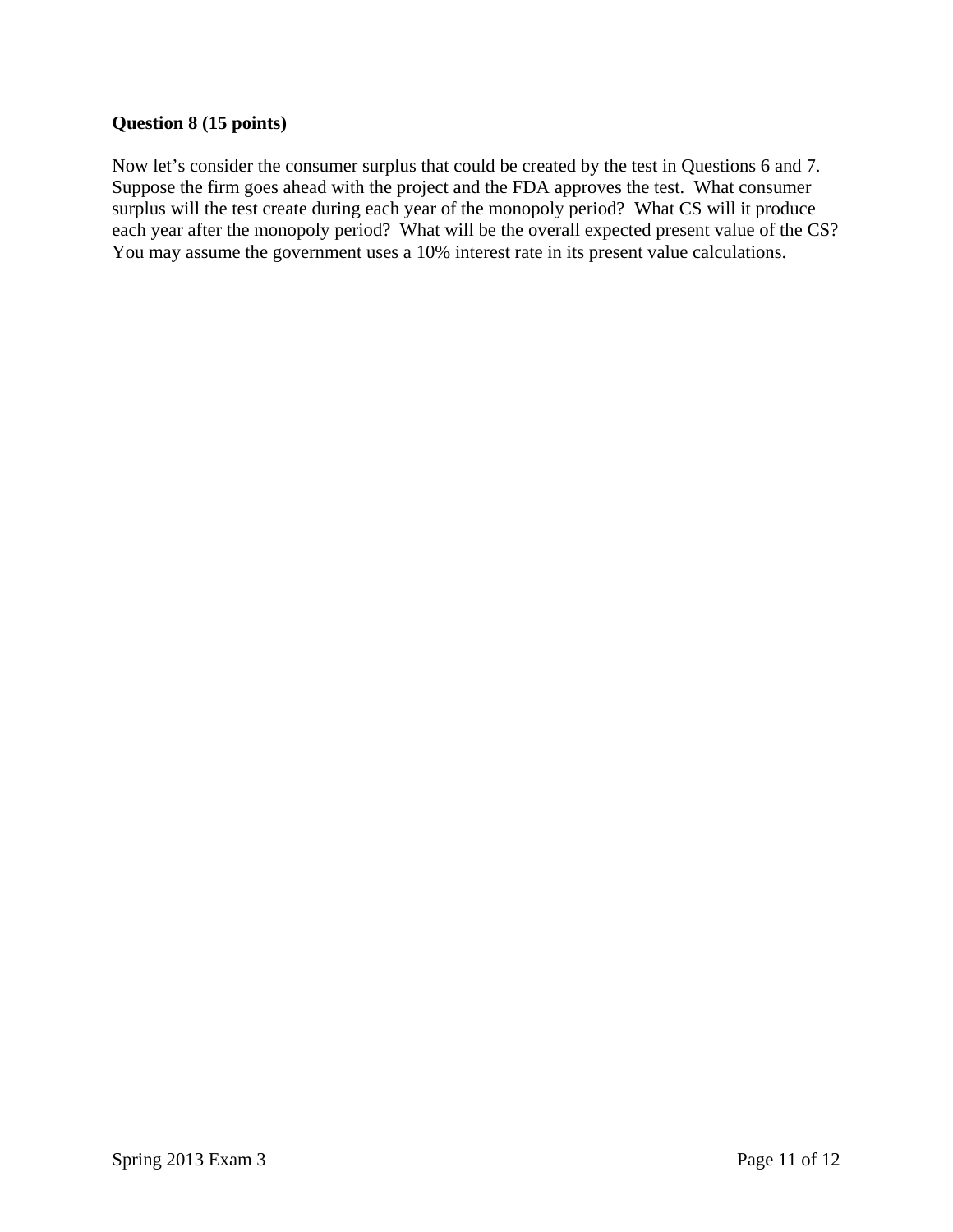**Question 8 (15 points)**

Now let's consider the consumer surplus that could be created by the test in Questions 6 and 7. Suppose the firm goes ahead with the project and the FDA approves the test. What consumer surplus will the test create during each year of the monopoly period? What CS will it produce each year after the monopoly period? What will be the overall expected present value of the CS? You may assume the government uses a 10% interest rate in its present value calculations.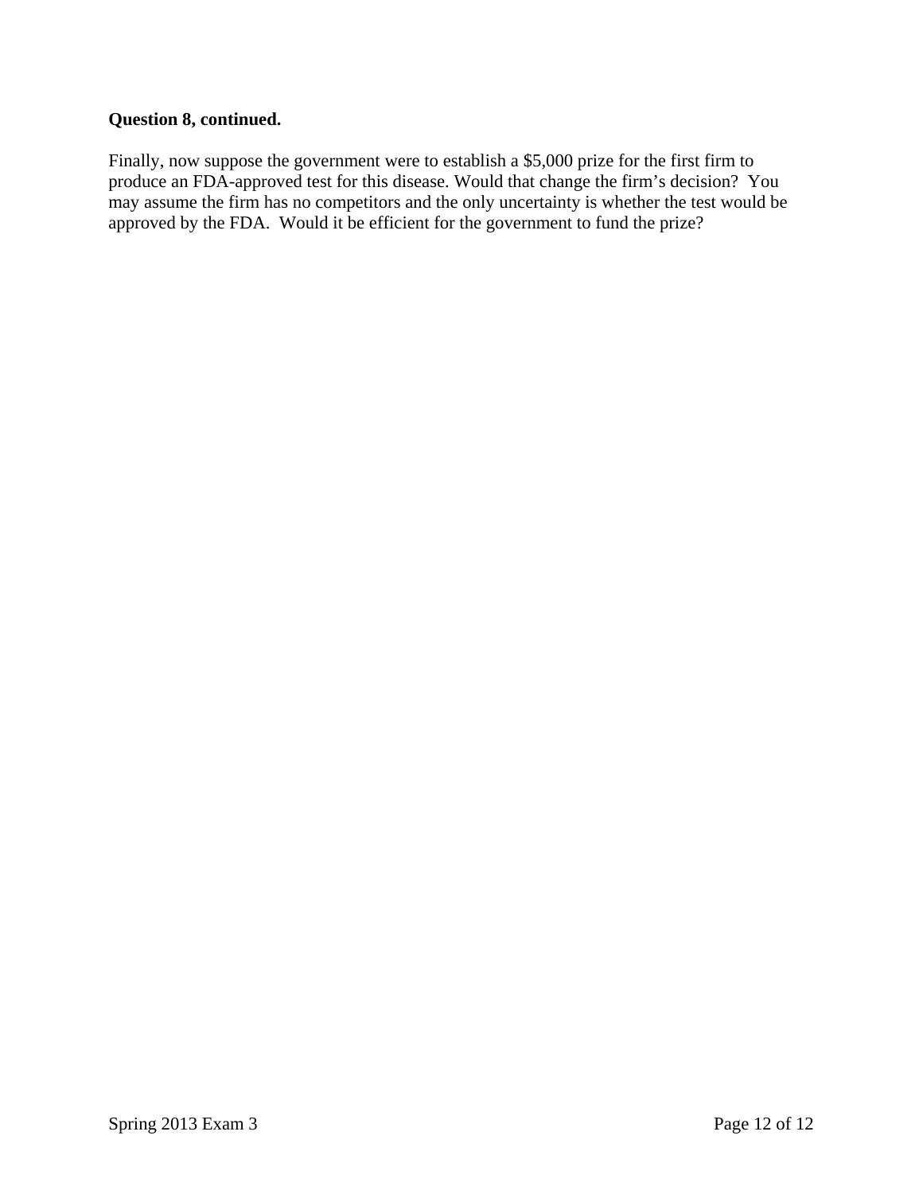**Question 8, continued.**

Finally, now suppose the government were to establish a $5,000 prize for the first firm to produce an FDA-approved test for this disease. Would that change the firm's decision? You may assume the firm has no competitors and the only uncertainty is whether the test would be approved by the FDA. Would it be efficient for the government to fund the prize?